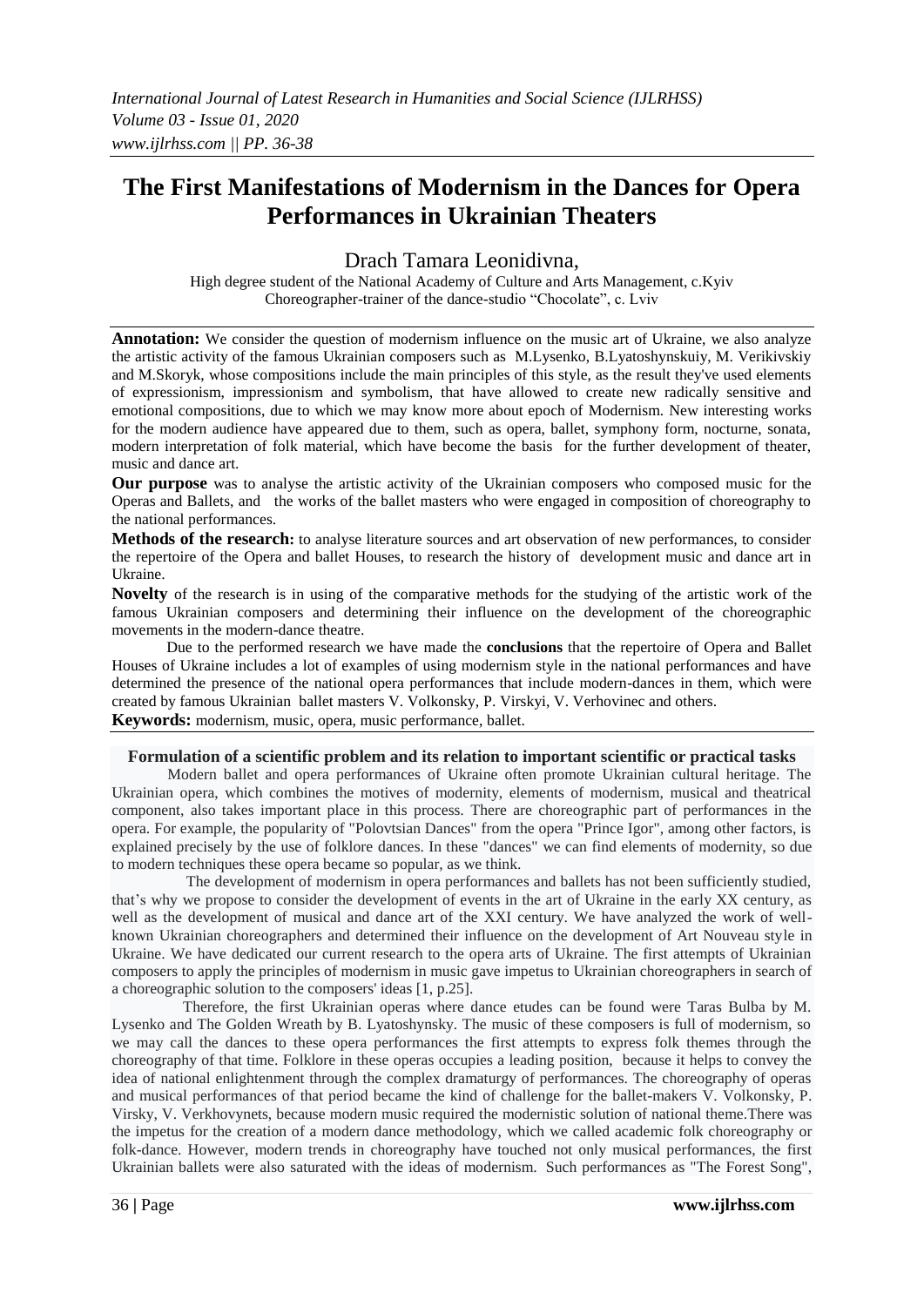# The First Manifestations of Modernism in the Dances for Opera Performances in Ukrainian Theaters

Drach Tamara Leonidivna,

High degree student of the National Academy of Culture and Arts Management, c.Kyiv
Choreographer-trainer of the dance-studio "Chocolate", c. Lviv

**Annotation:** We consider the question of modernism influence on the music art of Ukraine, we also analyze the artistic activity of the famous Ukrainian composers such as M.Lysenko, B.Lyatoshynskuiy, M. Verikivskiy and M.Skoryk, whose compositions include the main principles of this style, as the result they've used elements of expressionism, impressionism and symbolism, that have allowed to create new radically sensitive and emotional compositions, due to which we may know more about epoch of Modernism. New interesting works for the modern audience have appeared due to them, such as opera, ballet, symphony form, nocturne, sonata, modern interpretation of folk material, which have become the basis for the further development of theater, music and dance art.

**Our purpose** was to analyse the artistic activity of the Ukrainian composers who composed music for the Operas and Ballets, and the works of the ballet masters who were engaged in composition of choreography to the national performances.

**Methods of the research:** to analyse literature sources and art observation of new performances, to consider the repertoire of the Opera and ballet Houses, to research the history of development music and dance art in Ukraine.

**Novelty** of the research is in using of the comparative methods for the studying of the artistic work of the famous Ukrainian composers and determining their influence on the development of the choreographic movements in the modern-dance theatre.

Due to the performed research we have made the **conclusions** that the repertoire of Opera and Ballet Houses of Ukraine includes a lot of examples of using modernism style in the national performances and have determined the presence of the national opera performances that include modern-dances in them, which were created by famous Ukrainian ballet masters V. Volkonsky, P. Virskyi, V. Verhovinec and others.

**Keywords:** modernism, music, opera, music performance, ballet.

## Formulation of a scientific problem and its relation to important scientific or practical tasks

Modern ballet and opera performances of Ukraine often promote Ukrainian cultural heritage. The Ukrainian opera, which combines the motives of modernity, elements of modernism, musical and theatrical component, also takes important place in this process. There are choreographic part of performances in the opera. For example, the popularity of "Polovtsian Dances" from the opera "Prince Igor", among other factors, is explained precisely by the use of folklore dances. In these "dances" we can find elements of modernity, so due to modern techniques these opera became so popular, as we think.

The development of modernism in opera performances and ballets has not been sufficiently studied, that's why we propose to consider the development of events in the art of Ukraine in the early XX century, as well as the development of musical and dance art of the XXI century. We have analyzed the work of well-known Ukrainian choreographers and determined their influence on the development of Art Nouveau style in Ukraine. We have dedicated our current research to the opera arts of Ukraine. The first attempts of Ukrainian composers to apply the principles of modernism in music gave impetus to Ukrainian choreographers in search of a choreographic solution to the composers' ideas [1, p.25].

Therefore, the first Ukrainian operas where dance etudes can be found were Taras Bulba by M. Lysenko and The Golden Wreath by B. Lyatoshynsky. The music of these composers is full of modernism, so we may call the dances to these opera performances the first attempts to express folk themes through the choreography of that time. Folklore in these operas occupies a leading position, because it helps to convey the idea of national enlightenment through the complex dramaturgy of performances. The choreography of operas and musical performances of that period became the kind of challenge for the ballet-makers V. Volkonsky, P. Virsky, V. Verkhovynets, because modern music required the modernistic solution of national theme.There was the impetus for the creation of a modern dance methodology, which we called academic folk choreography or folk-dance. However, modern trends in choreography have touched not only musical performances, the first Ukrainian ballets were also saturated with the ideas of modernism. Such performances as "The Forest Song",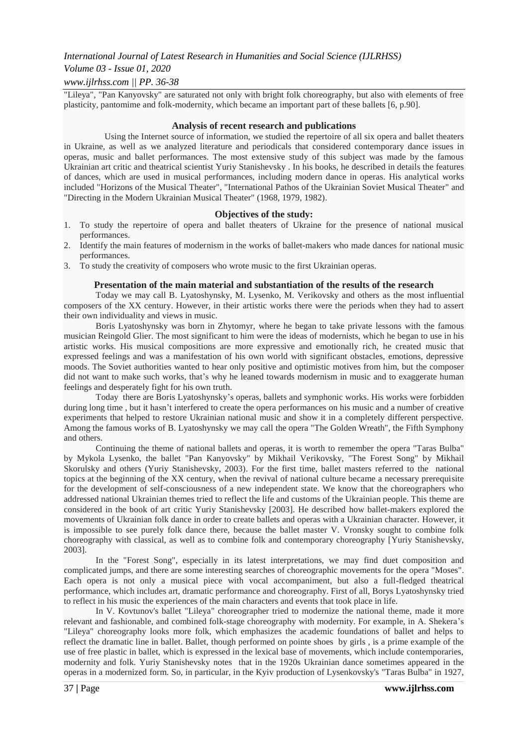"Lileya", "Pan Kanyovsky" are saturated not only with bright folk choreography, but also with elements of free plasticity, pantomime and folk-modernity, which became an important part of these ballets [6, p.90].

## Analysis of recent research and publications

Using the Internet source of information, we studied the repertoire of all six opera and ballet theaters in Ukraine, as well as we analyzed literature and periodicals that considered contemporary dance issues in operas, music and ballet performances. The most extensive study of this subject was made by the famous Ukrainian art critic and theatrical scientist Yuriy Stanishevsky . In his books, he described in details the features of dances, which are used in musical performances, including modern dance in operas. His analytical works included "Horizons of the Musical Theater", "International Pathos of the Ukrainian Soviet Musical Theater" and "Directing in the Modern Ukrainian Musical Theater" (1968, 1979, 1982).

## Objectives of the study:

1. To study the repertoire of opera and ballet theaters of Ukraine for the presence of national musical performances.
2. Identify the main features of modernism in the works of ballet-makers who made dances for national music performances.
3. To study the creativity of composers who wrote music to the first Ukrainian operas.

## Presentation of the main material and substantiation of the results of the research

Today we may call B. Lyatoshynsky, M. Lysenko, M. Verikovsky and others as the most influential composers of the XX century. However, in their artistic works there were the periods when they had to assert their own individuality and views in music.

Boris Lyatoshynsky was born in Zhytomyr, where he began to take private lessons with the famous musician Reingold Glier. The most significant to him were the ideas of modernists, which he began to use in his artistic works. His musical compositions are more expressive and emotionally rich, he created music that expressed feelings and was a manifestation of his own world with significant obstacles, emotions, depressive moods. The Soviet authorities wanted to hear only positive and optimistic motives from him, but the composer did not want to make such works, that's why he leaned towards modernism in music and to exaggerate human feelings and desperately fight for his own truth.

Today there are Boris Lyatoshynsky's operas, ballets and symphonic works. His works were forbidden during long time , but it hasn't interfered to create the opera performances on his music and a number of creative experiments that helped to restore Ukrainian national music and show it in a completely different perspective. Among the famous works of B. Lyatoshynsky we may call the opera "The Golden Wreath", the Fifth Symphony and others.

Continuing the theme of national ballets and operas, it is worth to remember the opera "Taras Bulba" by Mykola Lysenko, the ballet "Pan Kanyovsky" by Mikhail Verikovsky, "The Forest Song" by Mikhail Skorulsky and others (Yuriy Stanishevsky, 2003). For the first time, ballet masters referred to the national topics at the beginning of the XX century, when the revival of national culture became a necessary prerequisite for the development of self-consciousness of a new independent state. We know that the choreographers who addressed national Ukrainian themes tried to reflect the life and customs of the Ukrainian people. This theme are considered in the book of art critic Yuriy Stanishevsky [2003]. He described how ballet-makers explored the movements of Ukrainian folk dance in order to create ballets and operas with a Ukrainian character. However, it is impossible to see purely folk dance there, because the ballet master V. Vronsky sought to combine folk choreography with classical, as well as to combine folk and contemporary choreography [Yuriy Stanishevsky, 2003].

In the "Forest Song", especially in its latest interpretations, we may find duet composition and complicated jumps, and there are some interesting searches of choreographic movements for the opera "Moses". Each opera is not only a musical piece with vocal accompaniment, but also a full-fledged theatrical performance, which includes art, dramatic performance and choreography. First of all, Borys Lyatoshynsky tried to reflect in his music the experiences of the main characters and events that took place in life.

In V. Kovtunov's ballet "Lileya" choreographer tried to modernize the national theme, made it more relevant and fashionable, and combined folk-stage choreography with modernity. For example, in A. Shekera's "Lileya" choreography looks more folk, which emphasizes the academic foundations of ballet and helps to reflect the dramatic line in ballet. Ballet, though performed on pointe shoes by girls , is a prime example of the use of free plastic in ballet, which is expressed in the lexical base of movements, which include contemporaries, modernity and folk. Yuriy Stanishevsky notes that in the 1920s Ukrainian dance sometimes appeared in the operas in a modernized form. So, in particular, in the Kyiv production of Lysenkovsky's "Taras Bulba" in 1927,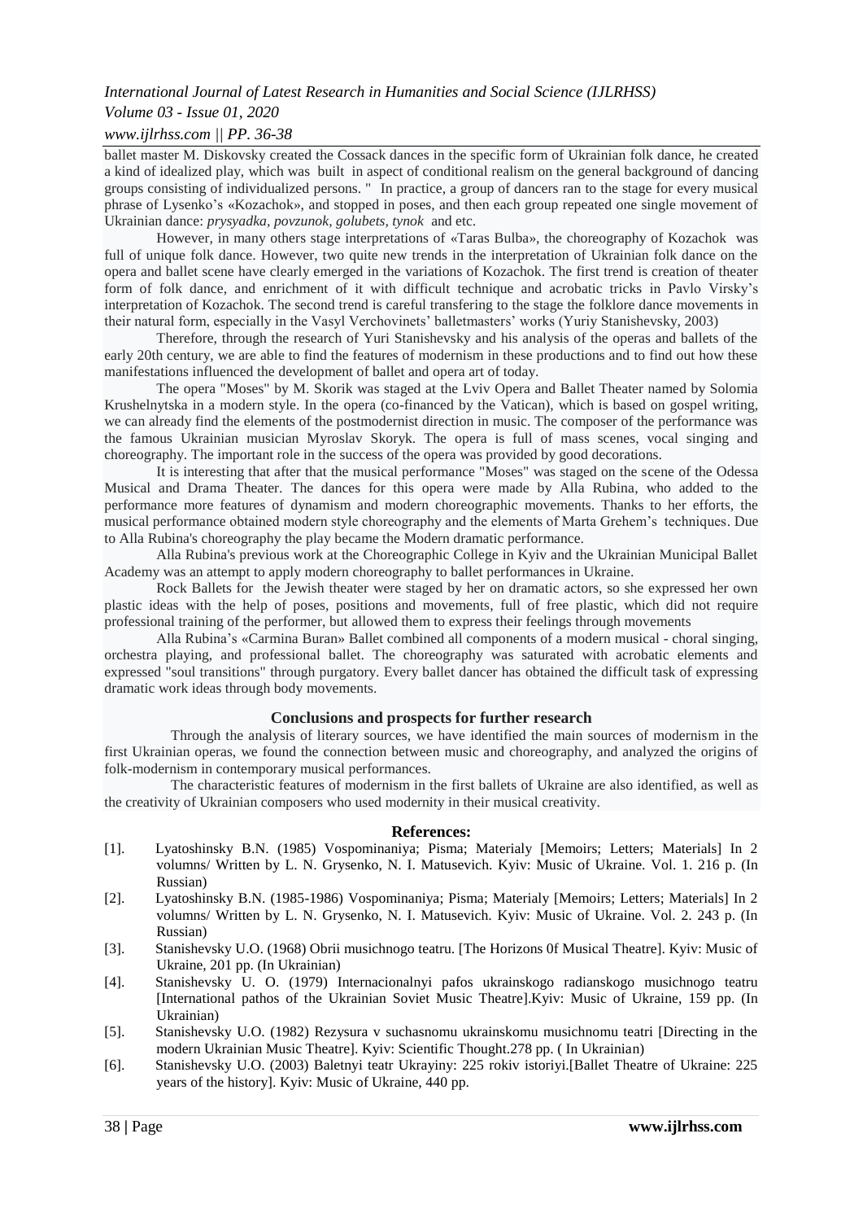ballet master M. Diskovsky created the Cossack dances in the specific form of Ukrainian folk dance, he created a kind of idealized play, which was built in aspect of conditional realism on the general background of dancing groups consisting of individualized persons. " In practice, a group of dancers ran to the stage for every musical phrase of Lysenko's «Kozachok», and stopped in poses, and then each group repeated one single movement of Ukrainian dance: *prysyadka, povzunok, golubets, tynok* and etc.

However, in many others stage interpretations of «Taras Bulba», the choreography of Kozachok was full of unique folk dance. However, two quite new trends in the interpretation of Ukrainian folk dance on the opera and ballet scene have clearly emerged in the variations of Kozachok. The first trend is creation of theater form of folk dance, and enrichment of it with difficult technique and acrobatic tricks in Pavlo Virsky's interpretation of Kozachok. The second trend is careful transfering to the stage the folklore dance movements in their natural form, especially in the Vasyl Verchovinets' balletmasters' works (Yuriy Stanishevsky, 2003)

Therefore, through the research of Yuri Stanishevsky and his analysis of the operas and ballets of the early 20th century, we are able to find the features of modernism in these productions and to find out how these manifestations influenced the development of ballet and opera art of today.

The opera "Moses" by M. Skorik was staged at the Lviv Opera and Ballet Theater named by Solomia Krushelnytska in a modern style. In the opera (co-financed by the Vatican), which is based on gospel writing, we can already find the elements of the postmodernist direction in music. The composer of the performance was the famous Ukrainian musician Myroslav Skoryk. The opera is full of mass scenes, vocal singing and choreography. The important role in the success of the opera was provided by good decorations.

It is interesting that after that the musical performance "Moses" was staged on the scene of the Odessa Musical and Drama Theater. The dances for this opera were made by Alla Rubina, who added to the performance more features of dynamism and modern choreographic movements. Thanks to her efforts, the musical performance obtained modern style choreography and the elements of Marta Grehem's techniques. Due to Alla Rubina's choreography the play became the Modern dramatic performance.

Alla Rubina's previous work at the Choreographic College in Kyiv and the Ukrainian Municipal Ballet Academy was an attempt to apply modern choreography to ballet performances in Ukraine.

Rock Ballets for the Jewish theater were staged by her on dramatic actors, so she expressed her own plastic ideas with the help of poses, positions and movements, full of free plastic, which did not require professional training of the performer, but allowed them to express their feelings through movements

Alla Rubina's «Carmina Buran» Ballet combined all components of a modern musical - choral singing, orchestra playing, and professional ballet. The choreography was saturated with acrobatic elements and expressed "soul transitions" through purgatory. Every ballet dancer has obtained the difficult task of expressing dramatic work ideas through body movements.

## Conclusions and prospects for further research

Through the analysis of literary sources, we have identified the main sources of modernism in the first Ukrainian operas, we found the connection between music and choreography, and analyzed the origins of folk-modernism in contemporary musical performances.

The characteristic features of modernism in the first ballets of Ukraine are also identified, as well as the creativity of Ukrainian composers who used modernity in their musical creativity.

## References:

[1]. Lyatoshinsky B.N. (1985) Vospominaniya; Pisma; Materialy [Memoirs; Letters; Materials] In 2 volumns/ Written by L. N. Grysenko, N. I. Matusevich. Kyiv: Music of Ukraine. Vol. 1. 216 p. (In Russian)

[2]. Lyatoshinsky B.N. (1985-1986) Vospominaniya; Pisma; Materialy [Memoirs; Letters; Materials] In 2 volumns/ Written by L. N. Grysenko, N. I. Matusevich. Kyiv: Music of Ukraine. Vol. 2. 243 p. (In Russian)

[3]. Stanishevsky U.O. (1968) Obrii musichnogo teatru. [The Horizons 0f Musical Theatre]. Kyiv: Music of Ukraine, 201 pp. (In Ukrainian)

[4]. Stanishevsky U. O. (1979) Internacionalnyi pafos ukrainskogo radianskogo musichnogo teatru [International pathos of the Ukrainian Soviet Music Theatre].Kyiv: Music of Ukraine, 159 pp. (In Ukrainian)

[5]. Stanishevsky U.O. (1982) Rezysura v suchasnomu ukrainskomu musichnomu teatri [Directing in the modern Ukrainian Music Theatre]. Kyiv: Scientific Thought.278 pp. ( In Ukrainian)

[6]. Stanishevsky U.O. (2003) Baletnyi teatr Ukrayiny: 225 rokiv istoriyi.[Ballet Theatre of Ukraine: 225 years of the history]. Kyiv: Music of Ukraine, 440 pp.